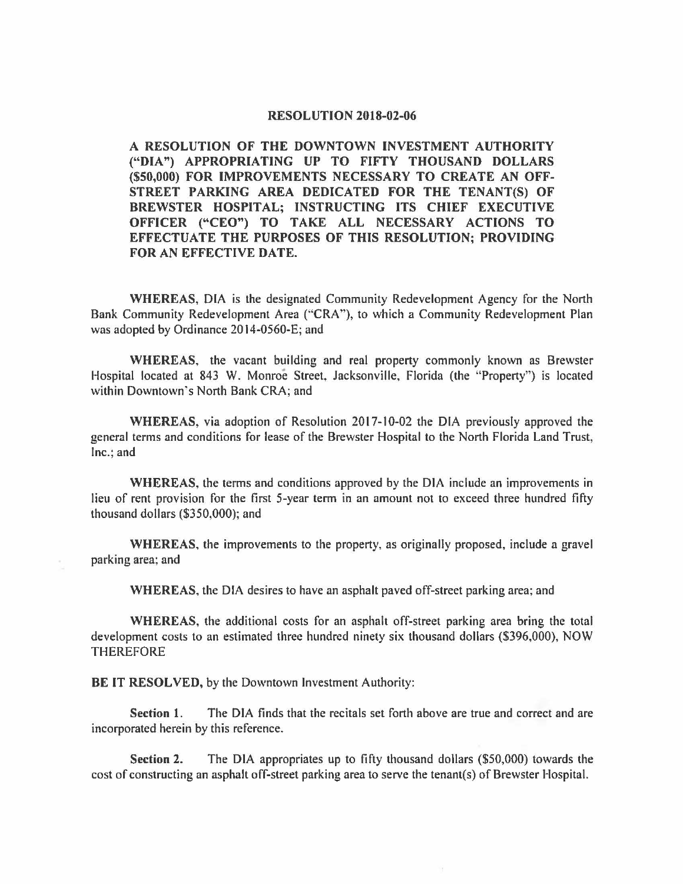# RESOLUTION 2018-02-06

**A RESOLUTION OF THE DOWNTOWN INVESTMENT AUTHORITY ("DIA") APPROPRIATING UP TO FIFTY THOUSAND DOLLARS ($50,000) FOR IMPROVEMENTS NECESSARY TO CREATE AN OFF-STREET PARKING AREA DEDICATED FOR THE TENANT(S) OF BREWSTER HOSPITAL; INSTRUCTING ITS CHIEF EXECUTIVE OFFICER ("CEO") TO TAKE ALL NECESSARY ACTIONS TO EFFECTUATE THE PURPOSES OF THIS RESOLUTION; PROVIDING FOR AN EFFECTIVE DATE.**

**WHEREAS,** DIA is the designated Community Redevelopment Agency for the North Bank Community Redevelopment Area ("CRA"), to which a Community Redevelopment Plan was adopted by Ordinance 2014-0560-E; and

**WHEREAS,** the vacant building and real property commonly known as Brewster Hospital located at 843 W. Monroe Street, Jacksonville, Florida (the "Property") is located within Downtown's North Bank CRA; and

**WHEREAS,** via adoption of Resolution 2017-10-02 the DIA previously approved the general terms and conditions for lease of the Brewster Hospital to the North Florida Land Trust, Inc.; and

**WHEREAS,** the terms and conditions approved by the DIA include an improvements in lieu of rent provision for the first 5-year term in an amount not to exceed three hundred fifty thousand dollars ($350,000); and

**WHEREAS,** the improvements to the property, as originally proposed, include a gravel parking area; and

**WHEREAS,** the DIA desires to have an asphalt paved off-street parking area; and

**WHEREAS,** the additional costs for an asphalt off-street parking area bring the total development costs to an estimated three hundred ninety six thousand dollars ($396,000), NOW THEREFORE

**BE IT RESOLVED,** by the Downtown Investment Authority:

**Section 1.** The DIA finds that the recitals set forth above are true and correct and are incorporated herein by this reference.

**Section 2.** The DIA appropriates up to fifty thousand dollars ($50,000) towards the cost of constructing an asphalt off-street parking area to serve the tenant(s) of Brewster Hospital.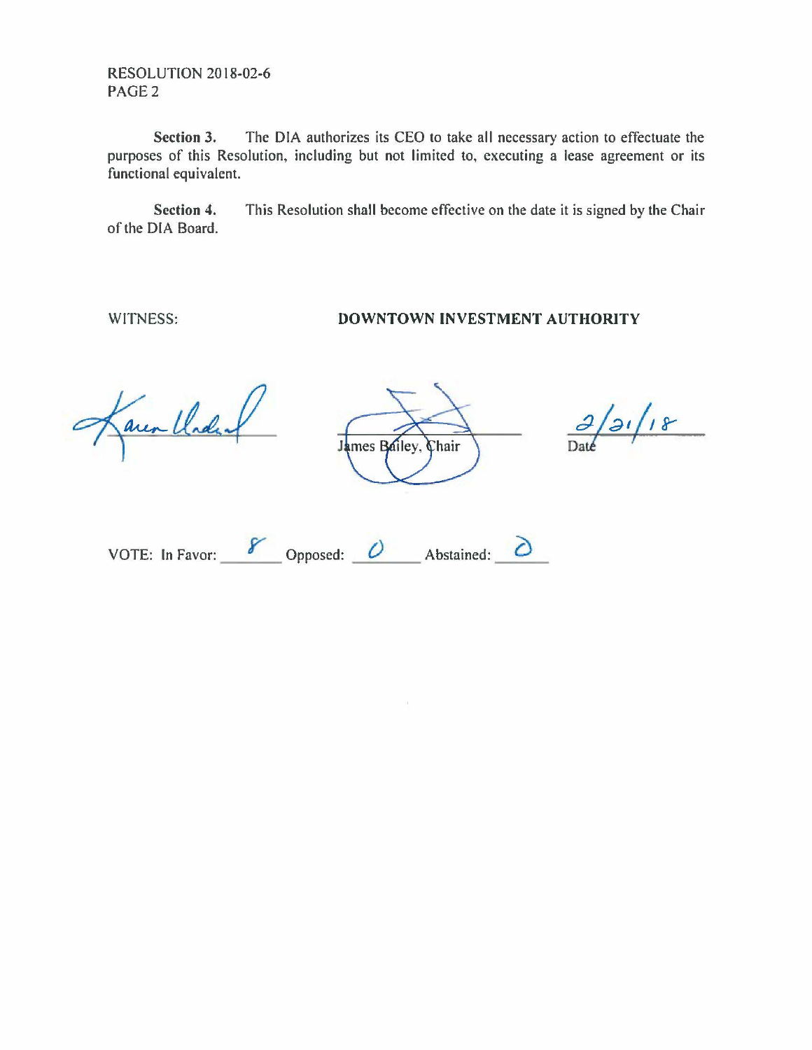RESOLUTION 2018-02-6
PAGE 2

**Section 3.** The DIA authorizes its CEO to take all necessary action to effectuate the purposes of this Resolution, including but not limited to, executing a lease agreement or its functional equivalent.

**Section 4.** This Resolution shall become effective on the date it is signed by the Chair of the DIA Board.

WITNESS: **DOWNTOWN INVESTMENT AUTHORITY**

Karen Underwood

James Bailey, Chair

2/21/18
Date

VOTE: In Favor: 8 Opposed: 0 Abstained: 0